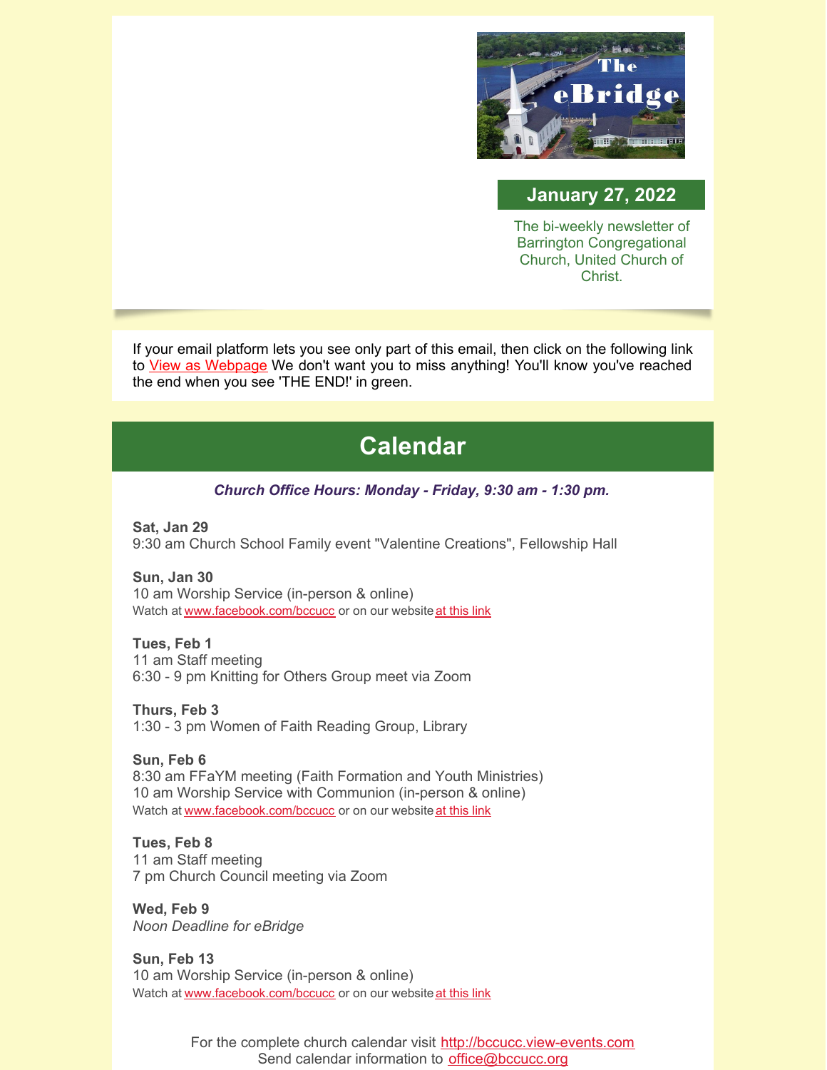The eBridge

## January 27, 2022

The bi-weekly newsletter of Barrington Congregational Church, United Church of Christ.

If your email platform lets you see only part of this email, then click on the following link to View as Webpage We don't want you to miss anything! You'll know you've reached the end when you see 'THE END!' in green.

# Calendar

***Church Office Hours: Monday - Friday, 9:30 am - 1:30 pm.***

**Sat, Jan 29**
9:30 am Church School Family event "Valentine Creations", Fellowship Hall

**Sun, Jan 30**
10 am Worship Service (in-person & online)
Watch at www.facebook.com/bccucc or on our website at this link

**Tues, Feb 1**
11 am Staff meeting
6:30 - 9 pm Knitting for Others Group meet via Zoom

**Thurs, Feb 3**
1:30 - 3 pm Women of Faith Reading Group, Library

**Sun, Feb 6**
8:30 am FFaYM meeting (Faith Formation and Youth Ministries)
10 am Worship Service with Communion (in-person & online)
Watch at www.facebook.com/bccucc or on our website at this link

**Tues, Feb 8**
11 am Staff meeting
7 pm Church Council meeting via Zoom

**Wed, Feb 9**
*Noon Deadline for eBridge*

**Sun, Feb 13**
10 am Worship Service (in-person & online)
Watch at www.facebook.com/bccucc or on our website at this link

For the complete church calendar visit http://bccucc.view-events.com
Send calendar information to office@bccucc.org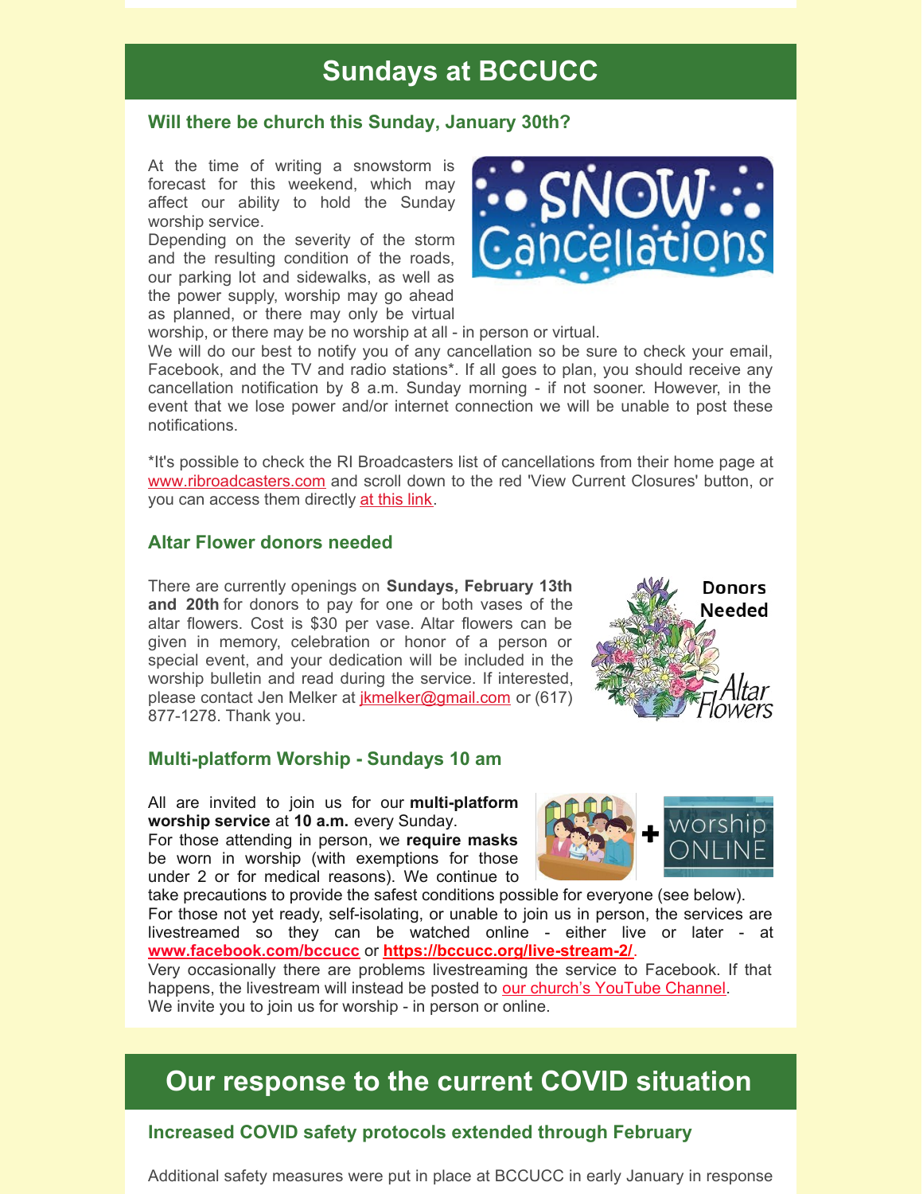# Sundays at BCCUCC

### Will there be church this Sunday, January 30th?

At the time of writing a snowstorm is forecast for this weekend, which may affect our ability to hold the Sunday worship service.
Depending on the severity of the storm and the resulting condition of the roads, our parking lot and sidewalks, as well as the power supply, worship may go ahead as planned, or there may only be virtual worship, or there may be no worship at all - in person or virtual.
We will do our best to notify you of any cancellation so be sure to check your email, Facebook, and the TV and radio stations*. If all goes to plan, you should receive any cancellation notification by 8 a.m. Sunday morning - if not sooner. However, in the event that we lose power and/or internet connection we will be unable to post these notifications.

*It's possible to check the RI Broadcasters list of cancellations from their home page at www.ribroadcasters.com and scroll down to the red 'View Current Closures' button, or you can access them directly at this link.

### Altar Flower donors needed

There are currently openings on **Sundays, February 13th and 20th** for donors to pay for one or both vases of the altar flowers. Cost is $30 per vase. Altar flowers can be given in memory, celebration or honor of a person or special event, and your dedication will be included in the worship bulletin and read during the service. If interested, please contact Jen Melker at jkmelker@gmail.com or (617) 877-1278. Thank you.

### Multi-platform Worship - Sundays 10 am

All are invited to join us for our **multi-platform worship service** at **10 a.m.** every Sunday.
For those attending in person, we **require masks** be worn in worship (with exemptions for those under 2 or for medical reasons). We continue to take precautions to provide the safest conditions possible for everyone (see below).
For those not yet ready, self-isolating, or unable to join us in person, the services are livestreamed so they can be watched online - either live or later - at **www.facebook.com/bccucc** or **https://bccucc.org/live-stream-2/**.
Very occasionally there are problems livestreaming the service to Facebook. If that happens, the livestream will instead be posted to our church's YouTube Channel.
We invite you to join us for worship - in person or online.

# Our response to the current COVID situation

### Increased COVID safety protocols extended through February

Additional safety measures were put in place at BCCUCC in early January in response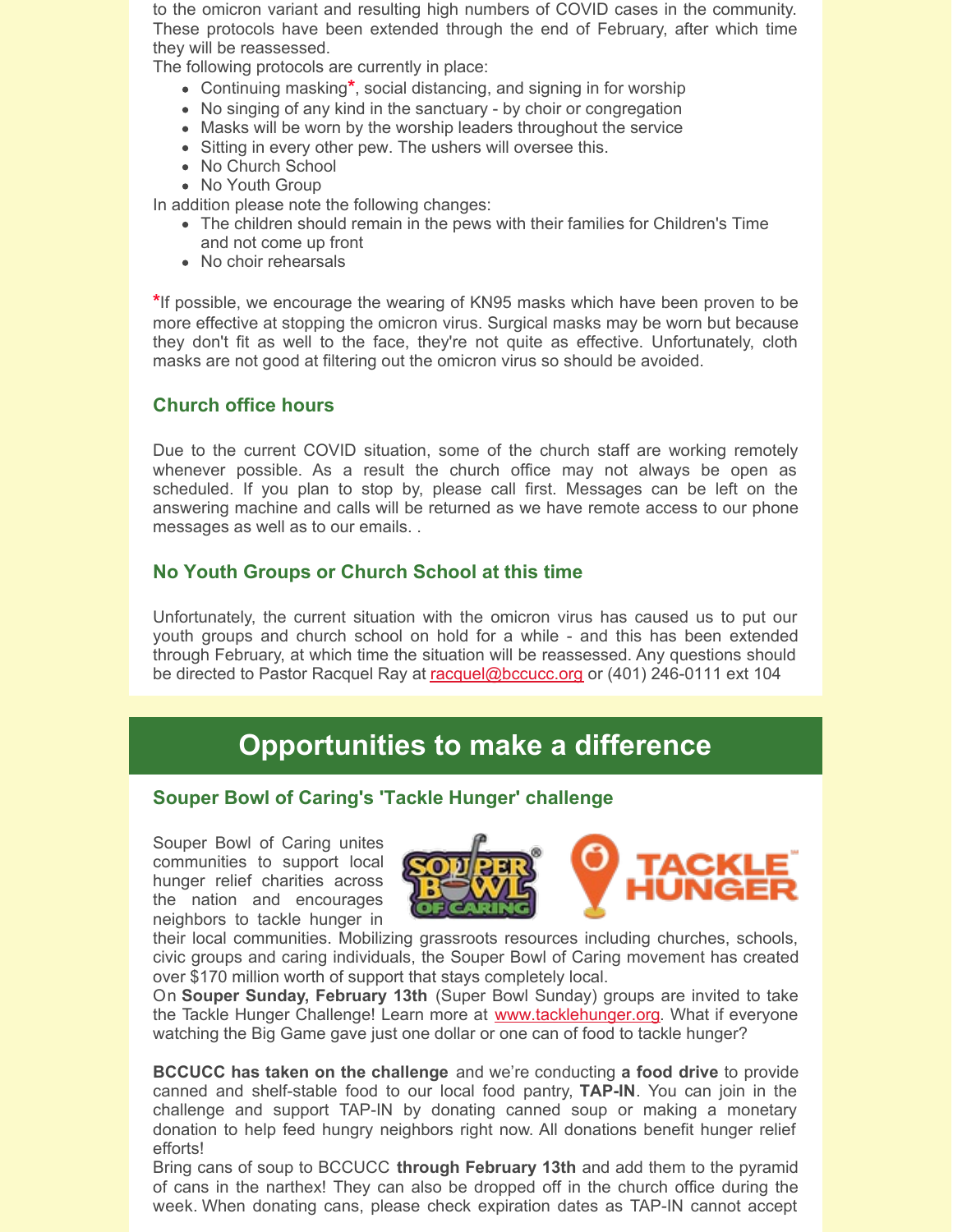to the omicron variant and resulting high numbers of COVID cases in the community. These protocols have been extended through the end of February, after which time they will be reassessed.

The following protocols are currently in place:

- Continuing masking*, social distancing, and signing in for worship
- No singing of any kind in the sanctuary - by choir or congregation
- Masks will be worn by the worship leaders throughout the service
- Sitting in every other pew. The ushers will oversee this.
- No Church School
- No Youth Group

In addition please note the following changes:

- The children should remain in the pews with their families for Children's Time and not come up front
- No choir rehearsals

*If possible, we encourage the wearing of KN95 masks which have been proven to be more effective at stopping the omicron virus. Surgical masks may be worn but because they don't fit as well to the face, they're not quite as effective. Unfortunately, cloth masks are not good at filtering out the omicron virus so should be avoided.

### Church office hours

Due to the current COVID situation, some of the church staff are working remotely whenever possible. As a result the church office may not always be open as scheduled. If you plan to stop by, please call first. Messages can be left on the answering machine and calls will be returned as we have remote access to our phone messages as well as to our emails. .

### No Youth Groups or Church School at this time

Unfortunately, the current situation with the omicron virus has caused us to put our youth groups and church school on hold for a while - and this has been extended through February, at which time the situation will be reassessed. Any questions should be directed to Pastor Racquel Ray at racquel@bccucc.org or (401) 246-0111 ext 104

## Opportunities to make a difference

### Souper Bowl of Caring's 'Tackle Hunger' challenge

Souper Bowl of Caring unites communities to support local hunger relief charities across the nation and encourages neighbors to tackle hunger in their local communities. Mobilizing grassroots resources including churches, schools, civic groups and caring individuals, the Souper Bowl of Caring movement has created over $170 million worth of support that stays completely local.

On **Souper Sunday, February 13th** (Super Bowl Sunday) groups are invited to take the Tackle Hunger Challenge! Learn more at www.tacklehunger.org. What if everyone watching the Big Game gave just one dollar or one can of food to tackle hunger?

**BCCUCC has taken on the challenge** and we're conducting **a food drive** to provide canned and shelf-stable food to our local food pantry, **TAP-IN**. You can join in the challenge and support TAP-IN by donating canned soup or making a monetary donation to help feed hungry neighbors right now. All donations benefit hunger relief efforts!

Bring cans of soup to BCCUCC **through February 13th** and add them to the pyramid of cans in the narthex! They can also be dropped off in the church office during the week. When donating cans, please check expiration dates as TAP-IN cannot accept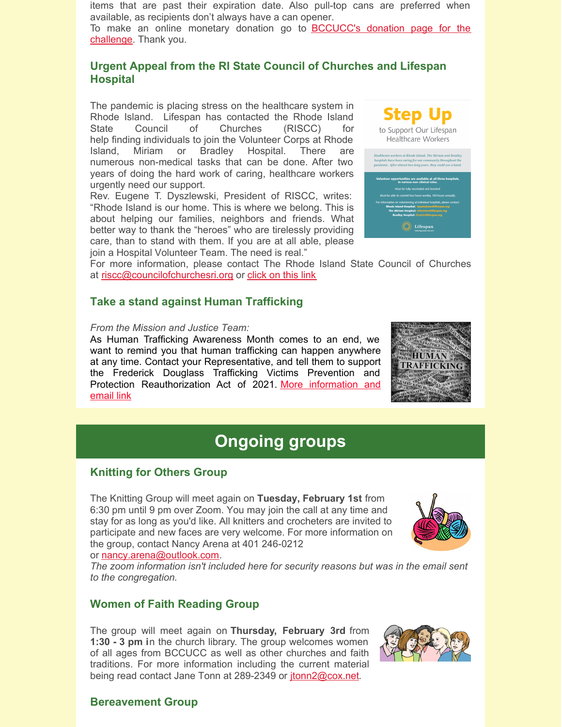items that are past their expiration date. Also pull-top cans are preferred when available, as recipients don't always have a can opener.
To make an online monetary donation go to BCCUCC's donation page for the challenge. Thank you.

### Urgent Appeal from the RI State Council of Churches and Lifespan Hospital

The pandemic is placing stress on the healthcare system in Rhode Island. Lifespan has contacted the Rhode Island State Council of Churches (RISCC) for help finding individuals to join the Volunteer Corps at Rhode Island, Miriam or Bradley Hospital. There are numerous non-medical tasks that can be done. After two years of doing the hard work of caring, healthcare workers urgently need our support.
Rev. Eugene T. Dyszlewski, President of RISCC, writes: "Rhode Island is our home. This is where we belong. This is about helping our families, neighbors and friends. What better way to thank the "heroes" who are tirelessly providing care, than to stand with them. If you are at all able, please join a Hospital Volunteer Team. The need is real."
For more information, please contact The Rhode Island State Council of Churches at riscc@councilofchurchesri.org or click on this link

### Take a stand against Human Trafficking

*From the Mission and Justice Team:*
As Human Trafficking Awareness Month comes to an end, we want to remind you that human trafficking can happen anywhere at any time. Contact your Representative, and tell them to support the Frederick Douglass Trafficking Victims Prevention and Protection Reauthorization Act of 2021. More information and email link

## Ongoing groups

### Knitting for Others Group

The Knitting Group will meet again on **Tuesday, February 1st** from 6:30 pm until 9 pm over Zoom. You may join the call at any time and stay for as long as you'd like. All knitters and crocheters are invited to participate and new faces are very welcome. For more information on the group, contact Nancy Arena at 401 246-0212 or nancy.arena@outlook.com.
*The zoom information isn't included here for security reasons but was in the email sent to the congregation.*

### Women of Faith Reading Group

The group will meet again on **Thursday, February 3rd** from **1:30 - 3 pm i**n the church library. The group welcomes women of all ages from BCCUCC as well as other churches and faith traditions. For more information including the current material being read contact Jane Tonn at 289-2349 or jtonn2@cox.net.

### Bereavement Group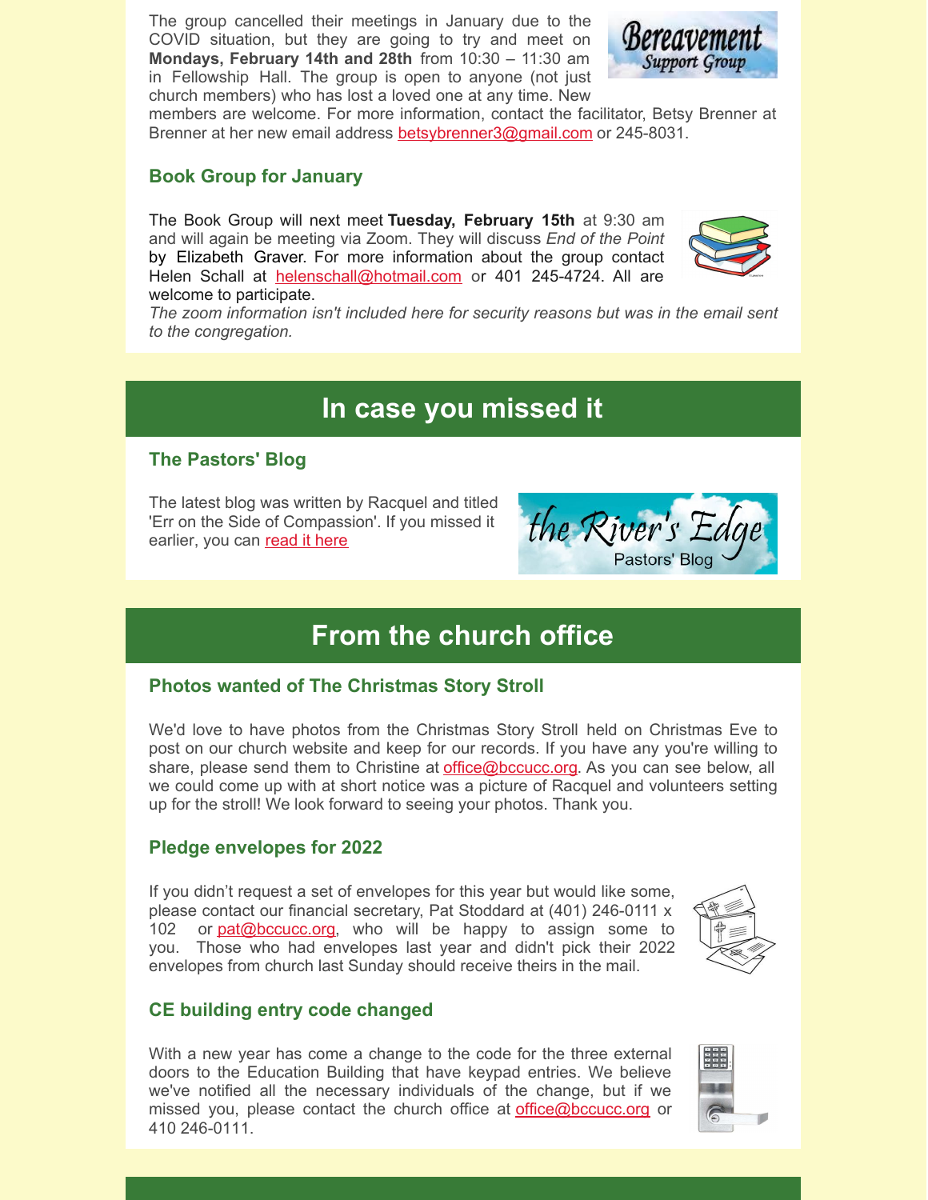The group cancelled their meetings in January due to the COVID situation, but they are going to try and meet on **Mondays, February 14th and 28th** from 10:30 – 11:30 am in Fellowship Hall. The group is open to anyone (not just church members) who has lost a loved one at any time. New members are welcome. For more information, contact the facilitator, Betsy Brenner at Brenner at her new email address betsybrenner3@gmail.com or 245-8031.

### Book Group for January

The Book Group will next meet **Tuesday, February 15th** at 9:30 am and will again be meeting via Zoom. They will discuss *End of the Point* by Elizabeth Graver. For more information about the group contact Helen Schall at helenschall@hotmail.com or 401 245-4724. All are welcome to participate.
*The zoom information isn't included here for security reasons but was in the email sent to the congregation.*

## In case you missed it

### The Pastors' Blog

The latest blog was written by Racquel and titled 'Err on the Side of Compassion'. If you missed it earlier, you can read it here

## From the church office

### Photos wanted of The Christmas Story Stroll

We'd love to have photos from the Christmas Story Stroll held on Christmas Eve to post on our church website and keep for our records. If you have any you're willing to share, please send them to Christine at office@bccucc.org. As you can see below, all we could come up with at short notice was a picture of Racquel and volunteers setting up for the stroll! We look forward to seeing your photos. Thank you.

### Pledge envelopes for 2022

If you didn't request a set of envelopes for this year but would like some, please contact our financial secretary, Pat Stoddard at (401) 246-0111 x 102 or pat@bccucc.org, who will be happy to assign some to you. Those who had envelopes last year and didn't pick their 2022 envelopes from church last Sunday should receive theirs in the mail.

### CE building entry code changed

With a new year has come a change to the code for the three external doors to the Education Building that have keypad entries. We believe we've notified all the necessary individuals of the change, but if we missed you, please contact the church office at office@bccucc.org or 410 246-0111.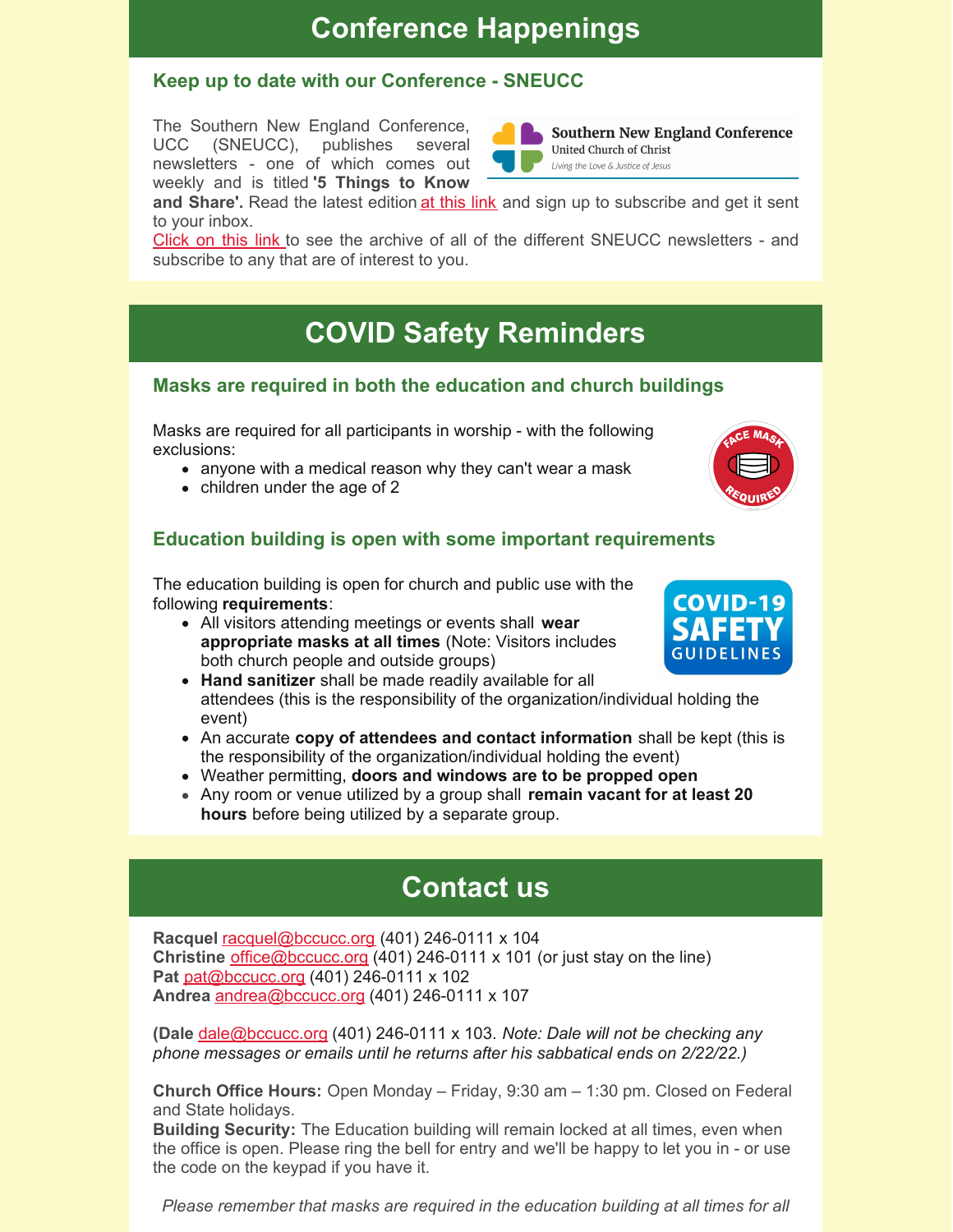# Conference Happenings

### Keep up to date with our Conference - SNEUCC

The Southern New England Conference, UCC (SNEUCC), publishes several newsletters - one of which comes out weekly and is titled **'5 Things to Know and Share'.** Read the latest edition at this link and sign up to subscribe and get it sent to your inbox.

Click on this link to see the archive of all of the different SNEUCC newsletters - and subscribe to any that are of interest to you.

# COVID Safety Reminders

### Masks are required in both the education and church buildings

Masks are required for all participants in worship - with the following exclusions:

- anyone with a medical reason why they can't wear a mask
- children under the age of 2

### Education building is open with some important requirements

The education building is open for church and public use with the following **requirements**:

- All visitors attending meetings or events shall **wear appropriate masks at all times** (Note: Visitors includes both church people and outside groups)
- **Hand sanitizer** shall be made readily available for all attendees (this is the responsibility of the organization/individual holding the event)
- An accurate **copy of attendees and contact information** shall be kept (this is the responsibility of the organization/individual holding the event)
- Weather permitting, **doors and windows are to be propped open**
- Any room or venue utilized by a group shall **remain vacant for at least 20 hours** before being utilized by a separate group.

# Contact us

**Racquel** racquel@bccucc.org (401) 246-0111 x 104
**Christine** office@bccucc.org (401) 246-0111 x 101 (or just stay on the line)
**Pat** pat@bccucc.org (401) 246-0111 x 102
**Andrea** andrea@bccucc.org (401) 246-0111 x 107

**(Dale** dale@bccucc.org (401) 246-0111 x 103. *Note: Dale will not be checking any phone messages or emails until he returns after his sabbatical ends on 2/22/22.)*

**Church Office Hours:** Open Monday – Friday, 9:30 am – 1:30 pm. Closed on Federal and State holidays.
**Building Security:** The Education building will remain locked at all times, even when the office is open. Please ring the bell for entry and we'll be happy to let you in - or use the code on the keypad if you have it.

*Please remember that masks are required in the education building at all times for all*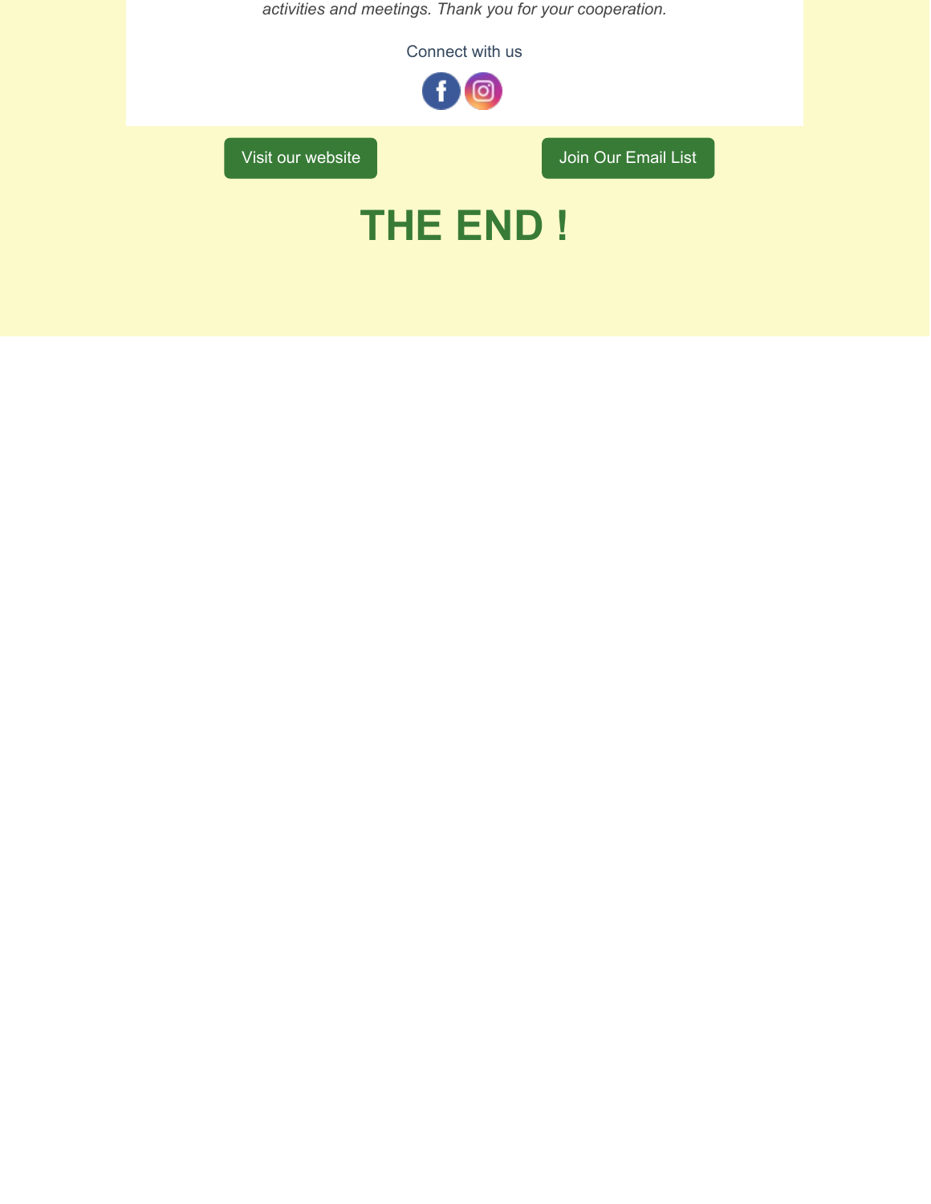*activities and meetings. Thank you for your cooperation.*

Connect with us

Visit our website

Join Our Email List

# THE END !